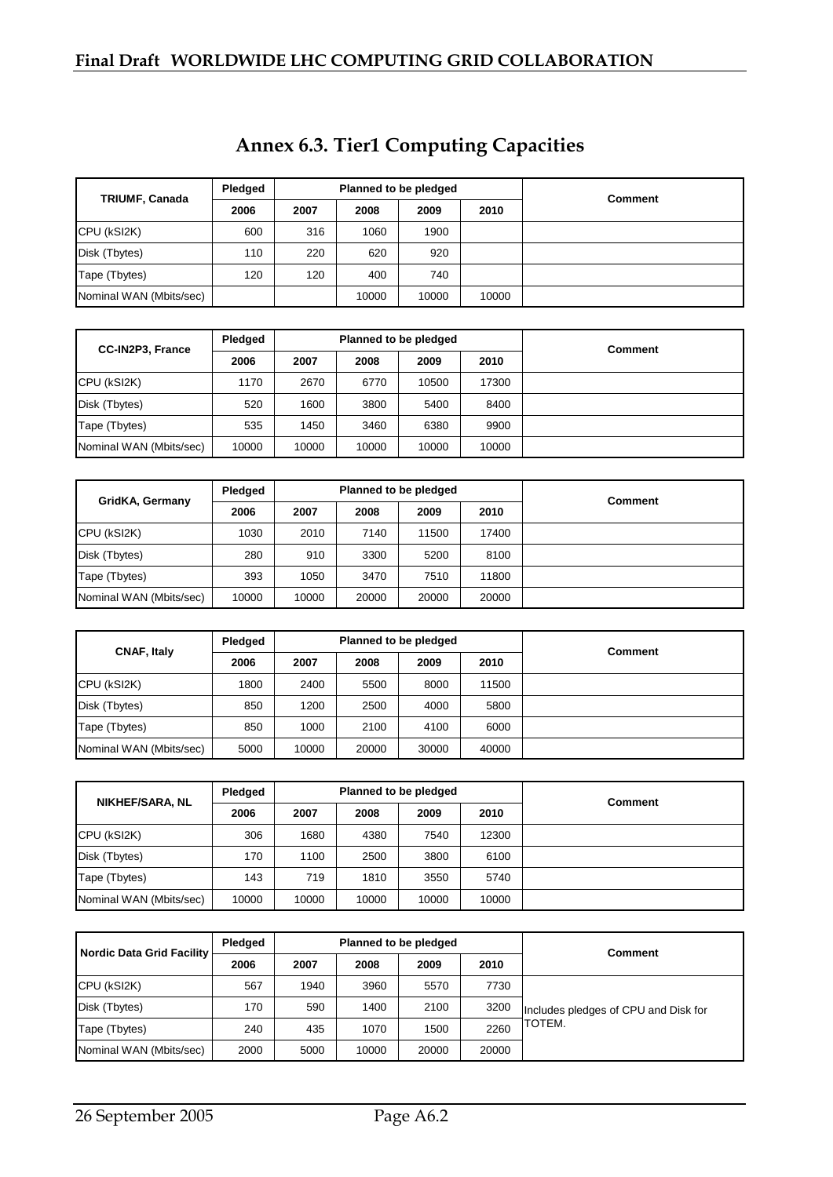# Annex 6.3. Tier1 Computing Capacities

| TRIUMF, Canada | Pledged | Planned to be pledged | | | | Comment |
|---|---|---|---|---|---|---|
| | 2006 | 2007 | 2008 | 2009 | 2010 | |
| CPU (kSI2K) | 600 | 316 | 1060 | 1900 | | |
| Disk (Tbytes) | 110 | 220 | 620 | 920 | | |
| Tape (Tbytes) | 120 | 120 | 400 | 740 | | |
| Nominal WAN (Mbits/sec) | | | 10000 | 10000 | 10000 | |

| CC-IN2P3, France | Pledged | Planned to be pledged | | | | Comment |
|---|---|---|---|---|---|---|
| | 2006 | 2007 | 2008 | 2009 | 2010 | |
| CPU (kSI2K) | 1170 | 2670 | 6770 | 10500 | 17300 | |
| Disk (Tbytes) | 520 | 1600 | 3800 | 5400 | 8400 | |
| Tape (Tbytes) | 535 | 1450 | 3460 | 6380 | 9900 | |
| Nominal WAN (Mbits/sec) | 10000 | 10000 | 10000 | 10000 | 10000 | |

| GridKA, Germany | Pledged | Planned to be pledged | | | | Comment |
|---|---|---|---|---|---|---|
| | 2006 | 2007 | 2008 | 2009 | 2010 | |
| CPU (kSI2K) | 1030 | 2010 | 7140 | 11500 | 17400 | |
| Disk (Tbytes) | 280 | 910 | 3300 | 5200 | 8100 | |
| Tape (Tbytes) | 393 | 1050 | 3470 | 7510 | 11800 | |
| Nominal WAN (Mbits/sec) | 10000 | 10000 | 20000 | 20000 | 20000 | |

| CNAF, Italy | Pledged | Planned to be pledged | | | | Comment |
|---|---|---|---|---|---|---|
| | 2006 | 2007 | 2008 | 2009 | 2010 | |
| CPU (kSI2K) | 1800 | 2400 | 5500 | 8000 | 11500 | |
| Disk (Tbytes) | 850 | 1200 | 2500 | 4000 | 5800 | |
| Tape (Tbytes) | 850 | 1000 | 2100 | 4100 | 6000 | |
| Nominal WAN (Mbits/sec) | 5000 | 10000 | 20000 | 30000 | 40000 | |

| NIKHEF/SARA, NL | Pledged | Planned to be pledged | | | | Comment |
|---|---|---|---|---|---|---|
| | 2006 | 2007 | 2008 | 2009 | 2010 | |
| CPU (kSI2K) | 306 | 1680 | 4380 | 7540 | 12300 | |
| Disk (Tbytes) | 170 | 1100 | 2500 | 3800 | 6100 | |
| Tape (Tbytes) | 143 | 719 | 1810 | 3550 | 5740 | |
| Nominal WAN (Mbits/sec) | 10000 | 10000 | 10000 | 10000 | 10000 | |

| Nordic Data Grid Facility | Pledged | Planned to be pledged | | | | Comment |
|---|---|---|---|---|---|---|
| | 2006 | 2007 | 2008 | 2009 | 2010 | |
| CPU (kSI2K) | 567 | 1940 | 3960 | 5570 | 7730 | Includes pledges of CPU and Disk for TOTEM. |
| Disk (Tbytes) | 170 | 590 | 1400 | 2100 | 3200 | |
| Tape (Tbytes) | 240 | 435 | 1070 | 1500 | 2260 | |
| Nominal WAN (Mbits/sec) | 2000 | 5000 | 10000 | 20000 | 20000 | |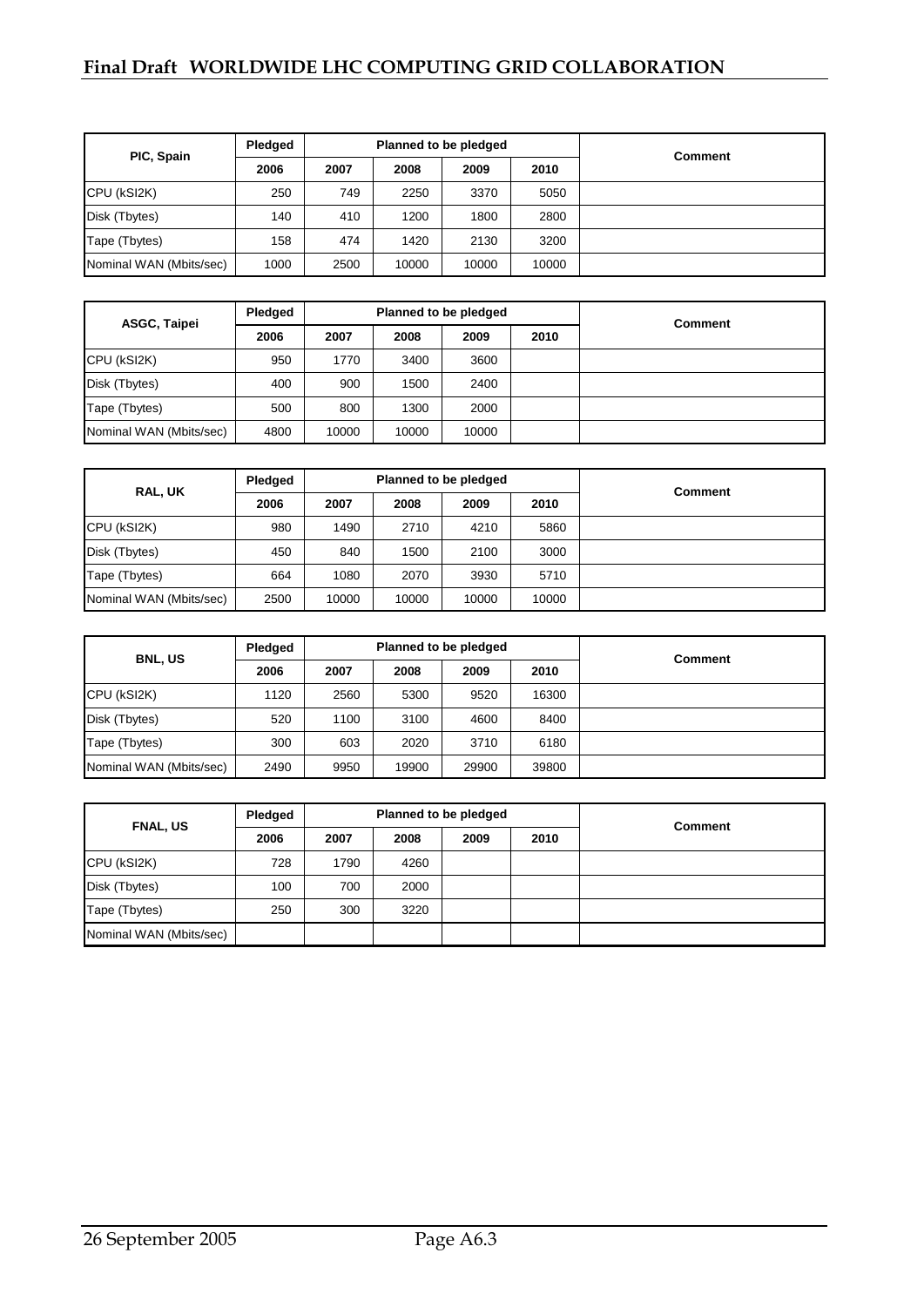| PIC, Spain | Pledged | Planned to be pledged | | | | Comment |
|---|---|---|---|---|---|---|
| | 2006 | 2007 | 2008 | 2009 | 2010 | |
| CPU (kSI2K) | 250 | 749 | 2250 | 3370 | 5050 | |
| Disk (Tbytes) | 140 | 410 | 1200 | 1800 | 2800 | |
| Tape (Tbytes) | 158 | 474 | 1420 | 2130 | 3200 | |
| Nominal WAN (Mbits/sec) | 1000 | 2500 | 10000 | 10000 | 10000 | |

| ASGC, Taipei | Pledged | Planned to be pledged | | | | Comment |
|---|---|---|---|---|---|---|
| | 2006 | 2007 | 2008 | 2009 | 2010 | |
| CPU (kSI2K) | 950 | 1770 | 3400 | 3600 | | |
| Disk (Tbytes) | 400 | 900 | 1500 | 2400 | | |
| Tape (Tbytes) | 500 | 800 | 1300 | 2000 | | |
| Nominal WAN (Mbits/sec) | 4800 | 10000 | 10000 | 10000 | | |

| RAL, UK | Pledged | Planned to be pledged | | | | Comment |
|---|---|---|---|---|---|---|
| | 2006 | 2007 | 2008 | 2009 | 2010 | |
| CPU (kSI2K) | 980 | 1490 | 2710 | 4210 | 5860 | |
| Disk (Tbytes) | 450 | 840 | 1500 | 2100 | 3000 | |
| Tape (Tbytes) | 664 | 1080 | 2070 | 3930 | 5710 | |
| Nominal WAN (Mbits/sec) | 2500 | 10000 | 10000 | 10000 | 10000 | |

| BNL, US | Pledged | Planned to be pledged | | | | Comment |
|---|---|---|---|---|---|---|
| | 2006 | 2007 | 2008 | 2009 | 2010 | |
| CPU (kSI2K) | 1120 | 2560 | 5300 | 9520 | 16300 | |
| Disk (Tbytes) | 520 | 1100 | 3100 | 4600 | 8400 | |
| Tape (Tbytes) | 300 | 603 | 2020 | 3710 | 6180 | |
| Nominal WAN (Mbits/sec) | 2490 | 9950 | 19900 | 29900 | 39800 | |

| FNAL, US | Pledged | Planned to be pledged | | | | Comment |
|---|---|---|---|---|---|---|
| | 2006 | 2007 | 2008 | 2009 | 2010 | |
| CPU (kSI2K) | 728 | 1790 | 4260 | | | |
| Disk (Tbytes) | 100 | 700 | 2000 | | | |
| Tape (Tbytes) | 250 | 300 | 3220 | | | |
| Nominal WAN (Mbits/sec) | | | | | | |